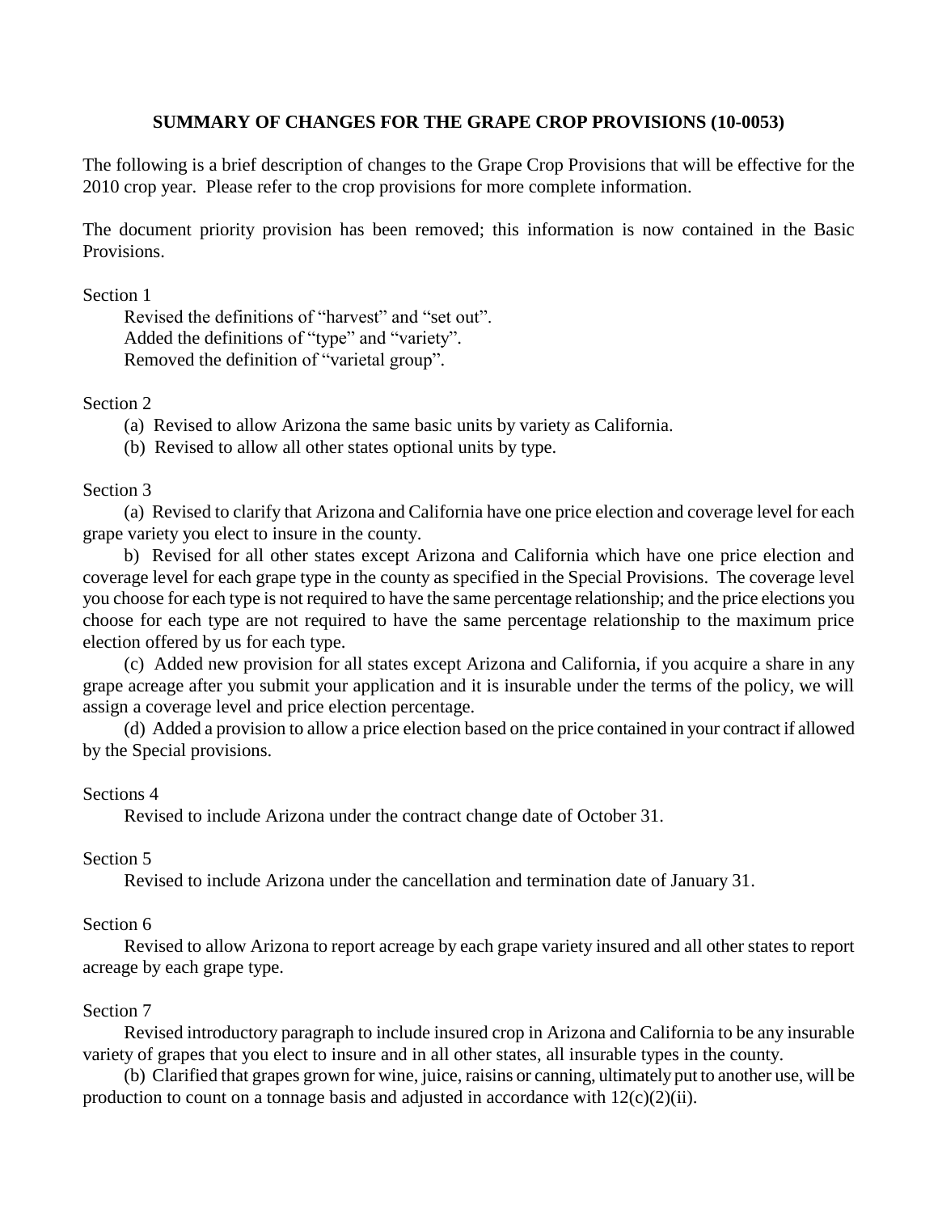# SUMMARY OF CHANGES FOR THE GRAPE CROP PROVISIONS (10-0053)

The following is a brief description of changes to the Grape Crop Provisions that will be effective for the 2010 crop year. Please refer to the crop provisions for more complete information.

The document priority provision has been removed; this information is now contained in the Basic Provisions.

Section 1

Revised the definitions of "harvest" and "set out".
Added the definitions of "type" and "variety".
Removed the definition of "varietal group".

Section 2

(a) Revised to allow Arizona the same basic units by variety as California.
(b) Revised to allow all other states optional units by type.

Section 3

(a) Revised to clarify that Arizona and California have one price election and coverage level for each grape variety you elect to insure in the county.

b) Revised for all other states except Arizona and California which have one price election and coverage level for each grape type in the county as specified in the Special Provisions. The coverage level you choose for each type is not required to have the same percentage relationship; and the price elections you choose for each type are not required to have the same percentage relationship to the maximum price election offered by us for each type.

(c) Added new provision for all states except Arizona and California, if you acquire a share in any grape acreage after you submit your application and it is insurable under the terms of the policy, we will assign a coverage level and price election percentage.

(d) Added a provision to allow a price election based on the price contained in your contract if allowed by the Special provisions.

Sections 4

Revised to include Arizona under the contract change date of October 31.

Section 5

Revised to include Arizona under the cancellation and termination date of January 31.

Section 6

Revised to allow Arizona to report acreage by each grape variety insured and all other states to report acreage by each grape type.

Section 7

Revised introductory paragraph to include insured crop in Arizona and California to be any insurable variety of grapes that you elect to insure and in all other states, all insurable types in the county.

(b) Clarified that grapes grown for wine, juice, raisins or canning, ultimately put to another use, will be production to count on a tonnage basis and adjusted in accordance with 12(c)(2)(ii).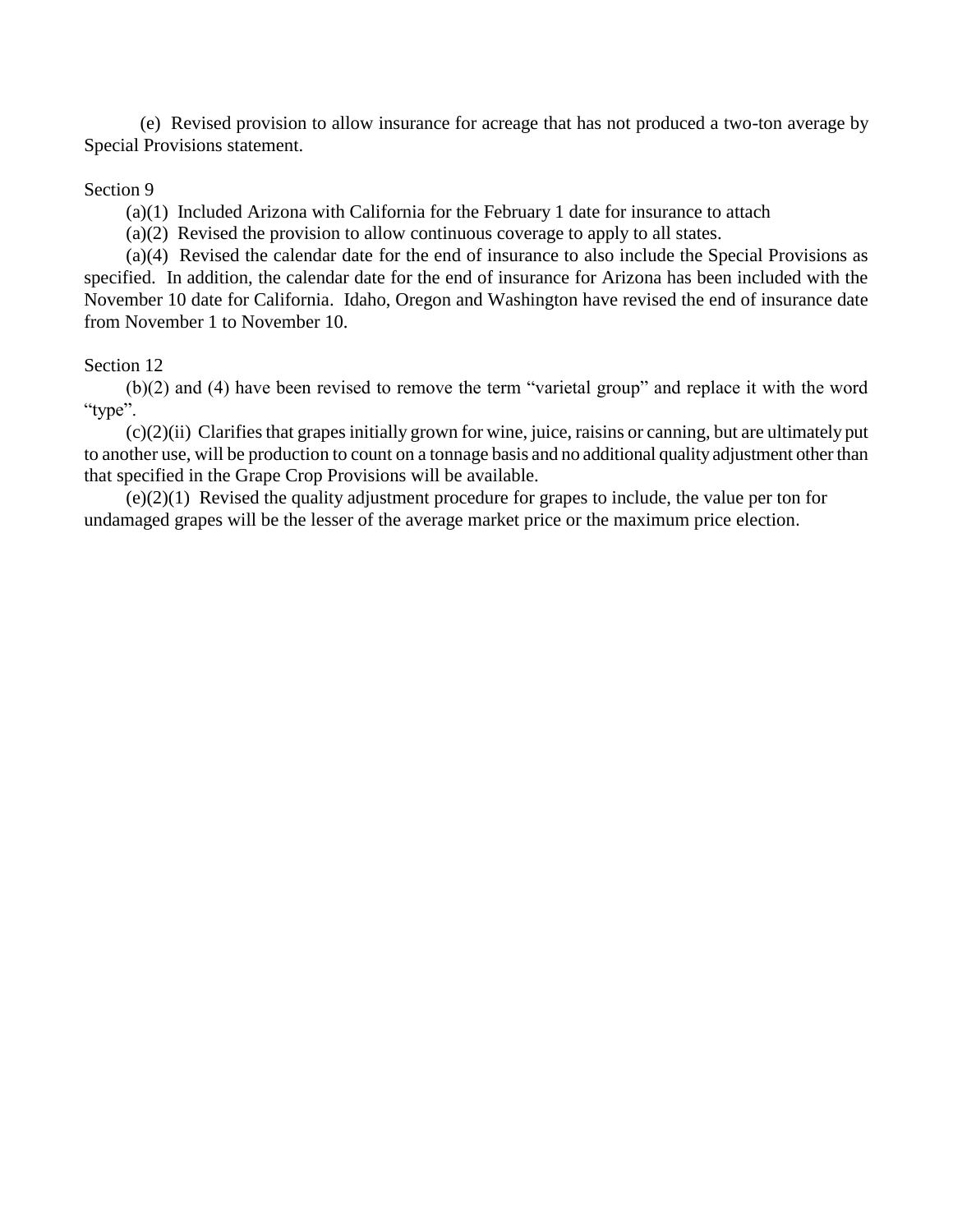(e) Revised provision to allow insurance for acreage that has not produced a two-ton average by Special Provisions statement.

Section 9

(a)(1) Included Arizona with California for the February 1 date for insurance to attach

(a)(2) Revised the provision to allow continuous coverage to apply to all states.

(a)(4) Revised the calendar date for the end of insurance to also include the Special Provisions as specified. In addition, the calendar date for the end of insurance for Arizona has been included with the November 10 date for California. Idaho, Oregon and Washington have revised the end of insurance date from November 1 to November 10.

Section 12

(b)(2) and (4) have been revised to remove the term "varietal group" and replace it with the word "type".

(c)(2)(ii) Clarifies that grapes initially grown for wine, juice, raisins or canning, but are ultimately put to another use, will be production to count on a tonnage basis and no additional quality adjustment other than that specified in the Grape Crop Provisions will be available.

(e)(2)(1) Revised the quality adjustment procedure for grapes to include, the value per ton for undamaged grapes will be the lesser of the average market price or the maximum price election.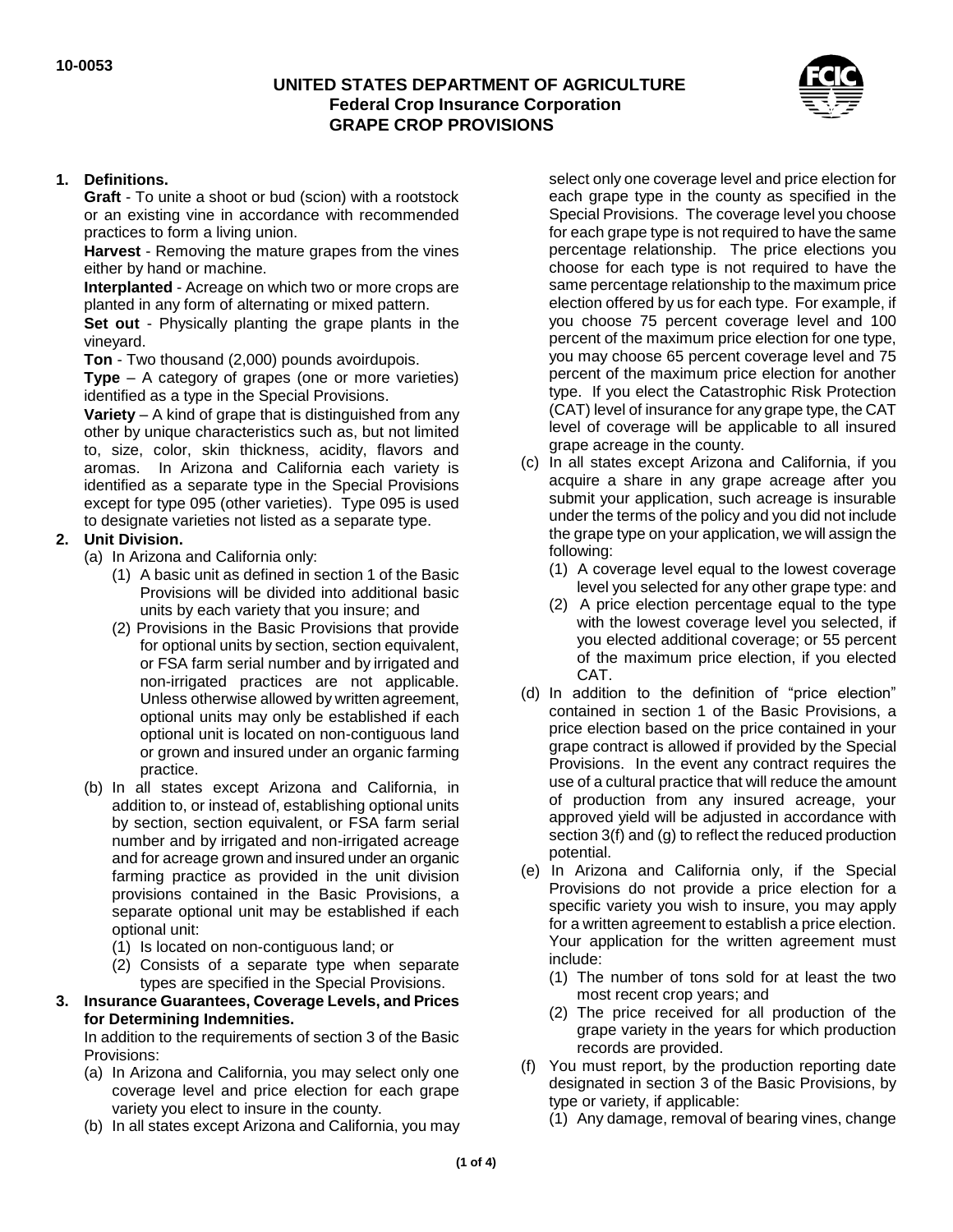10-0053

**UNITED STATES DEPARTMENT OF AGRICULTURE**
**Federal Crop Insurance Corporation**
**GRAPE CROP PROVISIONS**

**1. Definitions.**

**Graft** - To unite a shoot or bud (scion) with a rootstock or an existing vine in accordance with recommended practices to form a living union.

**Harvest** - Removing the mature grapes from the vines either by hand or machine.

**Interplanted** - Acreage on which two or more crops are planted in any form of alternating or mixed pattern.

**Set out** - Physically planting the grape plants in the vineyard.

**Ton** - Two thousand (2,000) pounds avoirdupois.

**Type** – A category of grapes (one or more varieties) identified as a type in the Special Provisions.

**Variety** – A kind of grape that is distinguished from any other by unique characteristics such as, but not limited to, size, color, skin thickness, acidity, flavors and aromas. In Arizona and California each variety is identified as a separate type in the Special Provisions except for type 095 (other varieties). Type 095 is used to designate varieties not listed as a separate type.

**2. Unit Division.**

(a) In Arizona and California only:

(1) A basic unit as defined in section 1 of the Basic Provisions will be divided into additional basic units by each variety that you insure; and

(2) Provisions in the Basic Provisions that provide for optional units by section, section equivalent, or FSA farm serial number and by irrigated and non-irrigated practices are not applicable. Unless otherwise allowed by written agreement, optional units may only be established if each optional unit is located on non-contiguous land or grown and insured under an organic farming practice.

(b) In all states except Arizona and California, in addition to, or instead of, establishing optional units by section, section equivalent, or FSA farm serial number and by irrigated and non-irrigated acreage and for acreage grown and insured under an organic farming practice as provided in the unit division provisions contained in the Basic Provisions, a separate optional unit may be established if each optional unit:

(1) Is located on non-contiguous land; or

(2) Consists of a separate type when separate types are specified in the Special Provisions.

**3. Insurance Guarantees, Coverage Levels, and Prices for Determining Indemnities.**

In addition to the requirements of section 3 of the Basic Provisions:

(a) In Arizona and California, you may select only one coverage level and price election for each grape variety you elect to insure in the county.

(b) In all states except Arizona and California, you may select only one coverage level and price election for each grape type in the county as specified in the Special Provisions. The coverage level you choose for each grape type is not required to have the same percentage relationship. The price elections you choose for each type is not required to have the same percentage relationship to the maximum price election offered by us for each type. For example, if you choose 75 percent coverage level and 100 percent of the maximum price election for one type, you may choose 65 percent coverage level and 75 percent of the maximum price election for another type. If you elect the Catastrophic Risk Protection (CAT) level of insurance for any grape type, the CAT level of coverage will be applicable to all insured grape acreage in the county.

(c) In all states except Arizona and California, if you acquire a share in any grape acreage after you submit your application, such acreage is insurable under the terms of the policy and you did not include the grape type on your application, we will assign the following:

(1) A coverage level equal to the lowest coverage level you selected for any other grape type: and

(2) A price election percentage equal to the type with the lowest coverage level you selected, if you elected additional coverage; or 55 percent of the maximum price election, if you elected CAT.

(d) In addition to the definition of "price election" contained in section 1 of the Basic Provisions, a price election based on the price contained in your grape contract is allowed if provided by the Special Provisions. In the event any contract requires the use of a cultural practice that will reduce the amount of production from any insured acreage, your approved yield will be adjusted in accordance with section 3(f) and (g) to reflect the reduced production potential.

(e) In Arizona and California only, if the Special Provisions do not provide a price election for a specific variety you wish to insure, you may apply for a written agreement to establish a price election. Your application for the written agreement must include:

(1) The number of tons sold for at least the two most recent crop years; and

(2) The price received for all production of the grape variety in the years for which production records are provided.

(f) You must report, by the production reporting date designated in section 3 of the Basic Provisions, by type or variety, if applicable:

(1) Any damage, removal of bearing vines, change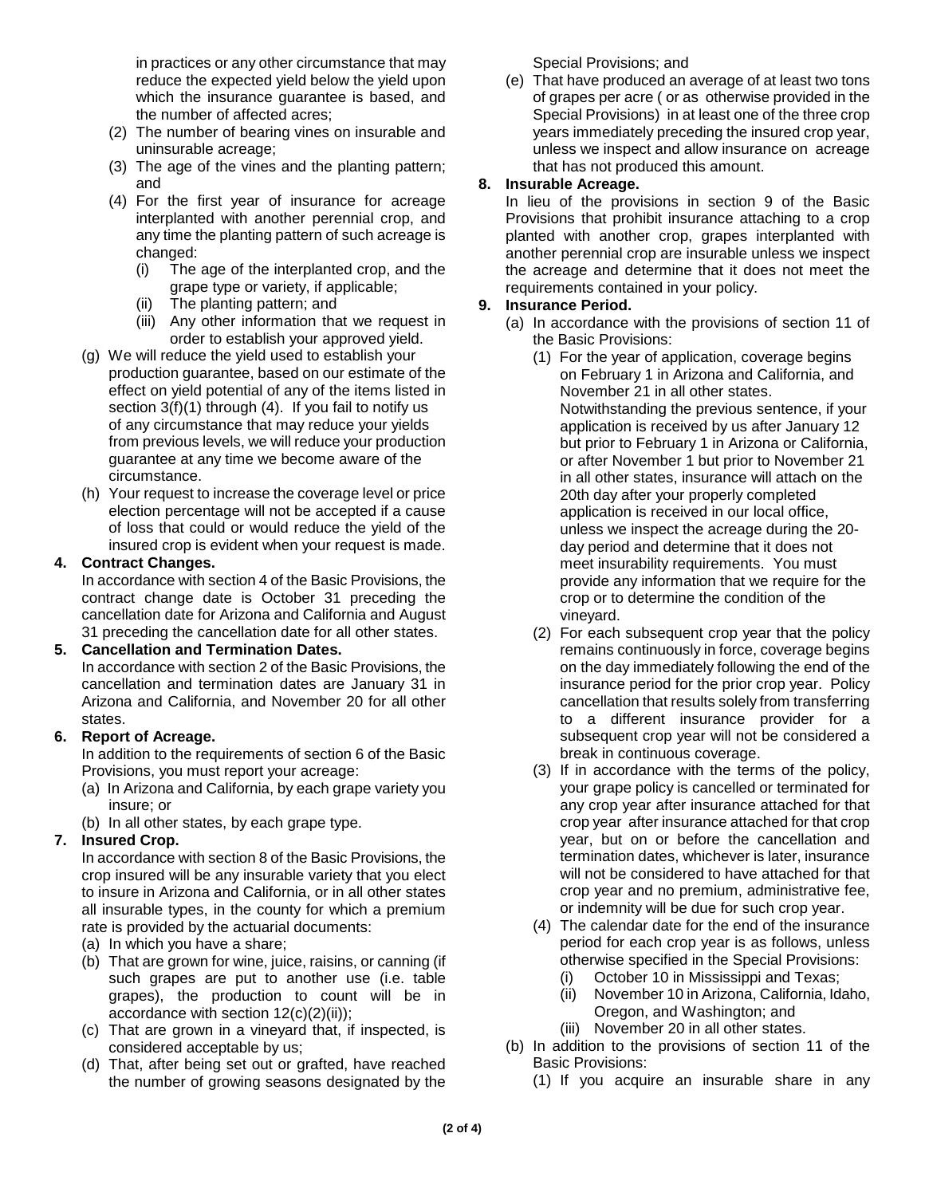in practices or any other circumstance that may reduce the expected yield below the yield upon which the insurance guarantee is based, and the number of affected acres;

(2) The number of bearing vines on insurable and uninsurable acreage;

(3) The age of the vines and the planting pattern; and

(4) For the first year of insurance for acreage interplanted with another perennial crop, and any time the planting pattern of such acreage is changed:

  (i) The age of the interplanted crop, and the grape type or variety, if applicable;

  (ii) The planting pattern; and

  (iii) Any other information that we request in order to establish your approved yield.

(g) We will reduce the yield used to establish your production guarantee, based on our estimate of the effect on yield potential of any of the items listed in section 3(f)(1) through (4). If you fail to notify us of any circumstance that may reduce your yields from previous levels, we will reduce your production guarantee at any time we become aware of the circumstance.

(h) Your request to increase the coverage level or price election percentage will not be accepted if a cause of loss that could or would reduce the yield of the insured crop is evident when your request is made.

**4. Contract Changes.**

In accordance with section 4 of the Basic Provisions, the contract change date is October 31 preceding the cancellation date for Arizona and California and August 31 preceding the cancellation date for all other states.

**5. Cancellation and Termination Dates.**

In accordance with section 2 of the Basic Provisions, the cancellation and termination dates are January 31 in Arizona and California, and November 20 for all other states.

**6. Report of Acreage.**

In addition to the requirements of section 6 of the Basic Provisions, you must report your acreage:

(a) In Arizona and California, by each grape variety you insure; or

(b) In all other states, by each grape type.

**7. Insured Crop.**

In accordance with section 8 of the Basic Provisions, the crop insured will be any insurable variety that you elect to insure in Arizona and California, or in all other states all insurable types, in the county for which a premium rate is provided by the actuarial documents:

(a) In which you have a share;

(b) That are grown for wine, juice, raisins, or canning (if such grapes are put to another use (i.e. table grapes), the production to count will be in accordance with section 12(c)(2)(ii));

(c) That are grown in a vineyard that, if inspected, is considered acceptable by us;

(d) That, after being set out or grafted, have reached the number of growing seasons designated by the Special Provisions; and

(e) That have produced an average of at least two tons of grapes per acre ( or as otherwise provided in the Special Provisions) in at least one of the three crop years immediately preceding the insured crop year, unless we inspect and allow insurance on acreage that has not produced this amount.

**8. Insurable Acreage.**

In lieu of the provisions in section 9 of the Basic Provisions that prohibit insurance attaching to a crop planted with another crop, grapes interplanted with another perennial crop are insurable unless we inspect the acreage and determine that it does not meet the requirements contained in your policy.

**9. Insurance Period.**

(a) In accordance with the provisions of section 11 of the Basic Provisions:

(1) For the year of application, coverage begins on February 1 in Arizona and California, and November 21 in all other states. Notwithstanding the previous sentence, if your application is received by us after January 12 but prior to February 1 in Arizona or California, or after November 1 but prior to November 21 in all other states, insurance will attach on the 20th day after your properly completed application is received in our local office, unless we inspect the acreage during the 20-day period and determine that it does not meet insurability requirements. You must provide any information that we require for the crop or to determine the condition of the vineyard.

(2) For each subsequent crop year that the policy remains continuously in force, coverage begins on the day immediately following the end of the insurance period for the prior crop year. Policy cancellation that results solely from transferring to a different insurance provider for a subsequent crop year will not be considered a break in continuous coverage.

(3) If in accordance with the terms of the policy, your grape policy is cancelled or terminated for any crop year after insurance attached for that crop year after insurance attached for that crop year, but on or before the cancellation and termination dates, whichever is later, insurance will not be considered to have attached for that crop year and no premium, administrative fee, or indemnity will be due for such crop year.

(4) The calendar date for the end of the insurance period for each crop year is as follows, unless otherwise specified in the Special Provisions:

  (i) October 10 in Mississippi and Texas;

  (ii) November 10 in Arizona, California, Idaho, Oregon, and Washington; and

  (iii) November 20 in all other states.

(b) In addition to the provisions of section 11 of the Basic Provisions:

(1) If you acquire an insurable share in any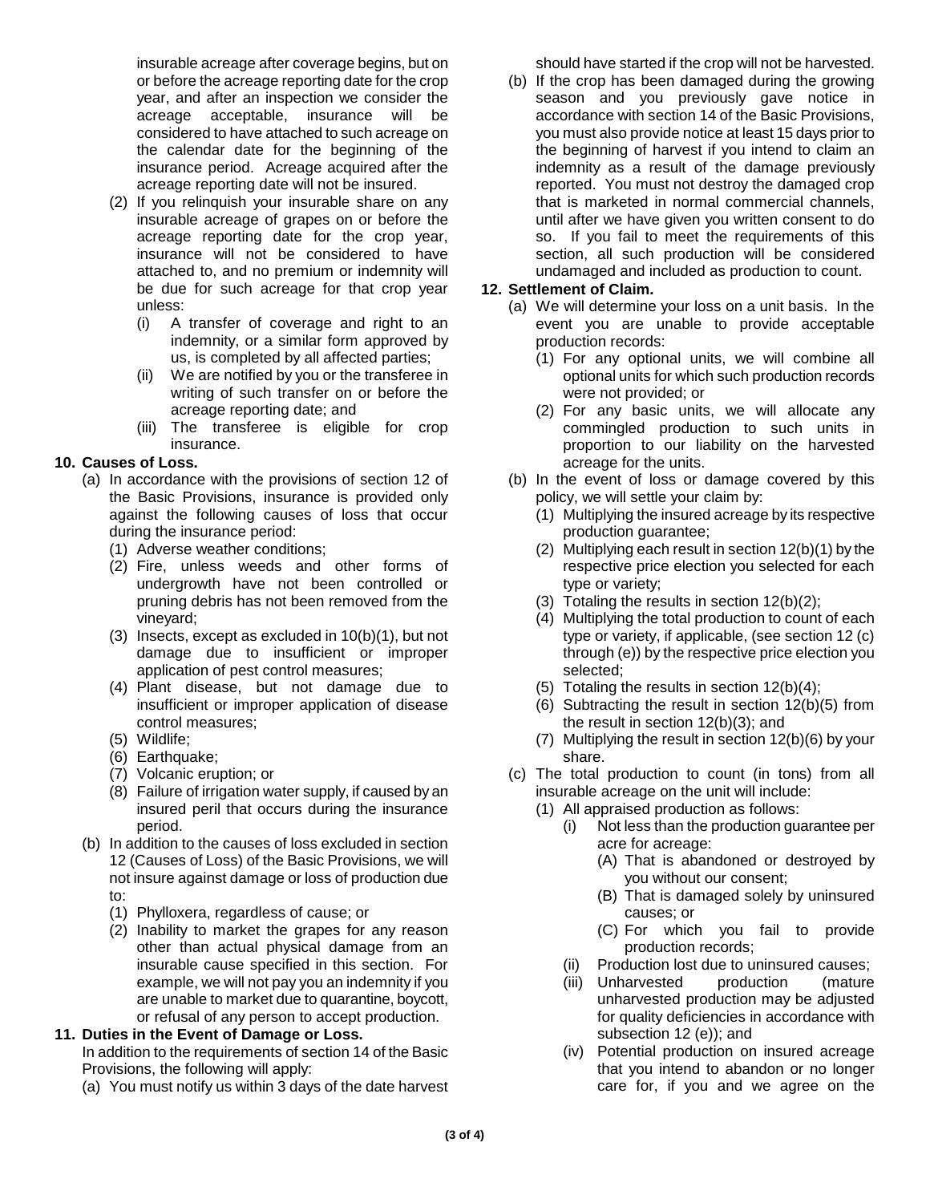insurable acreage after coverage begins, but on or before the acreage reporting date for the crop year, and after an inspection we consider the acreage acceptable, insurance will be considered to have attached to such acreage on the calendar date for the beginning of the insurance period. Acreage acquired after the acreage reporting date will not be insured.

(2) If you relinquish your insurable share on any insurable acreage of grapes on or before the acreage reporting date for the crop year, insurance will not be considered to have attached to, and no premium or indemnity will be due for such acreage for that crop year unless:

(i) A transfer of coverage and right to an indemnity, or a similar form approved by us, is completed by all affected parties;

(ii) We are notified by you or the transferee in writing of such transfer on or before the acreage reporting date; and

(iii) The transferee is eligible for crop insurance.

**10. Causes of Loss.**

(a) In accordance with the provisions of section 12 of the Basic Provisions, insurance is provided only against the following causes of loss that occur during the insurance period:

(1) Adverse weather conditions;

(2) Fire, unless weeds and other forms of undergrowth have not been controlled or pruning debris has not been removed from the vineyard;

(3) Insects, except as excluded in 10(b)(1), but not damage due to insufficient or improper application of pest control measures;

(4) Plant disease, but not damage due to insufficient or improper application of disease control measures;

(5) Wildlife;

(6) Earthquake;

(7) Volcanic eruption; or

(8) Failure of irrigation water supply, if caused by an insured peril that occurs during the insurance period.

(b) In addition to the causes of loss excluded in section 12 (Causes of Loss) of the Basic Provisions, we will not insure against damage or loss of production due to:

(1) Phylloxera, regardless of cause; or

(2) Inability to market the grapes for any reason other than actual physical damage from an insurable cause specified in this section. For example, we will not pay you an indemnity if you are unable to market due to quarantine, boycott, or refusal of any person to accept production.

**11. Duties in the Event of Damage or Loss.**

In addition to the requirements of section 14 of the Basic Provisions, the following will apply:

(a) You must notify us within 3 days of the date harvest should have started if the crop will not be harvested.

(b) If the crop has been damaged during the growing season and you previously gave notice in accordance with section 14 of the Basic Provisions, you must also provide notice at least 15 days prior to the beginning of harvest if you intend to claim an indemnity as a result of the damage previously reported. You must not destroy the damaged crop that is marketed in normal commercial channels, until after we have given you written consent to do so. If you fail to meet the requirements of this section, all such production will be considered undamaged and included as production to count.

**12. Settlement of Claim.**

(a) We will determine your loss on a unit basis. In the event you are unable to provide acceptable production records:

(1) For any optional units, we will combine all optional units for which such production records were not provided; or

(2) For any basic units, we will allocate any commingled production to such units in proportion to our liability on the harvested acreage for the units.

(b) In the event of loss or damage covered by this policy, we will settle your claim by:

(1) Multiplying the insured acreage by its respective production guarantee;

(2) Multiplying each result in section 12(b)(1) by the respective price election you selected for each type or variety;

(3) Totaling the results in section 12(b)(2);

(4) Multiplying the total production to count of each type or variety, if applicable, (see section 12 (c) through (e)) by the respective price election you selected;

(5) Totaling the results in section 12(b)(4);

(6) Subtracting the result in section 12(b)(5) from the result in section 12(b)(3); and

(7) Multiplying the result in section 12(b)(6) by your share.

(c) The total production to count (in tons) from all insurable acreage on the unit will include:

(1) All appraised production as follows:

(i) Not less than the production guarantee per acre for acreage:

(A) That is abandoned or destroyed by you without our consent;

(B) That is damaged solely by uninsured causes; or

(C) For which you fail to provide production records;

(ii) Production lost due to uninsured causes;

(iii) Unharvested production (mature unharvested production may be adjusted for quality deficiencies in accordance with subsection 12 (e)); and

(iv) Potential production on insured acreage that you intend to abandon or no longer care for, if you and we agree on the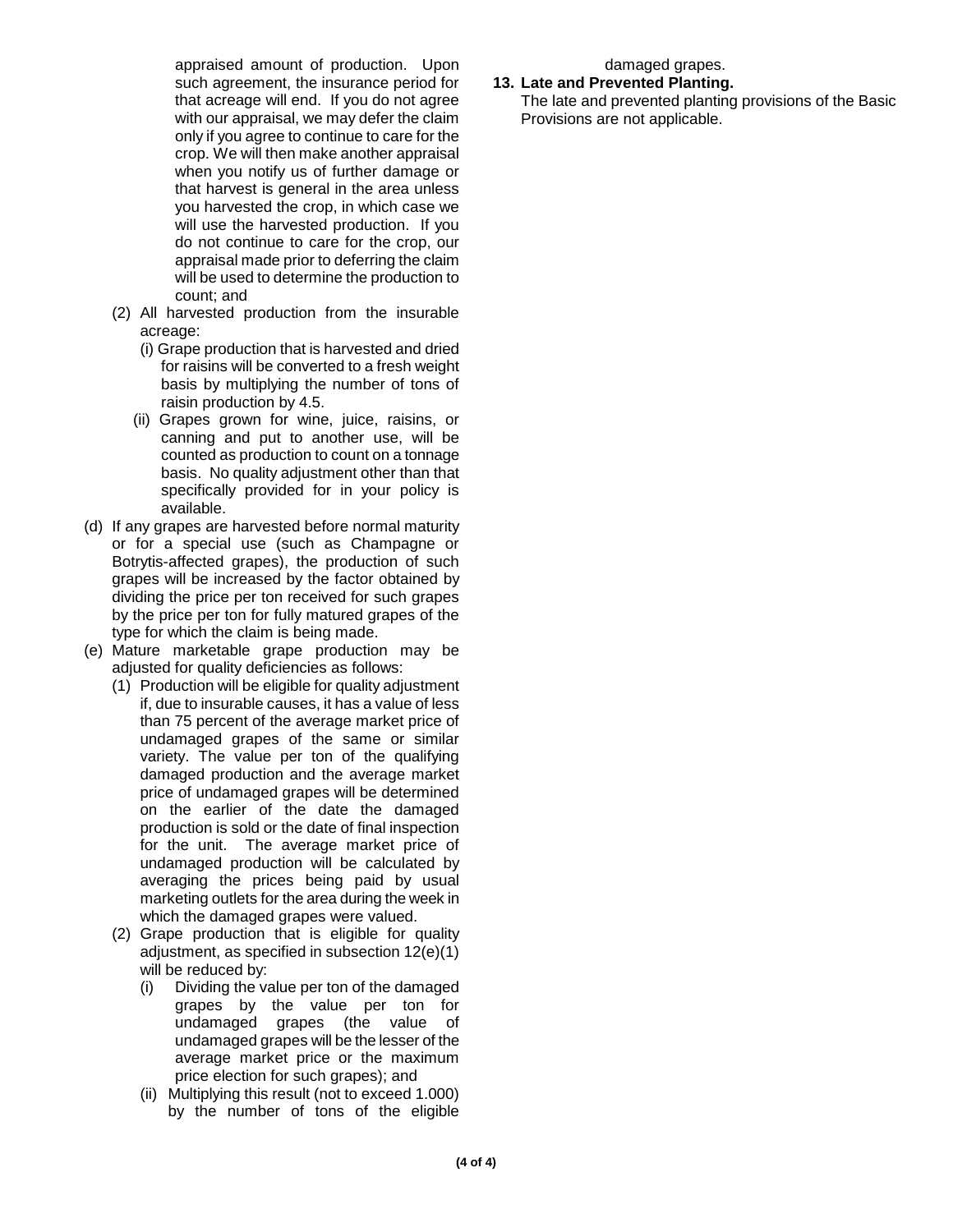appraised amount of production. Upon such agreement, the insurance period for that acreage will end. If you do not agree with our appraisal, we may defer the claim only if you agree to continue to care for the crop. We will then make another appraisal when you notify us of further damage or that harvest is general in the area unless you harvested the crop, in which case we will use the harvested production. If you do not continue to care for the crop, our appraisal made prior to deferring the claim will be used to determine the production to count; and

(2) All harvested production from the insurable acreage:

(i) Grape production that is harvested and dried for raisins will be converted to a fresh weight basis by multiplying the number of tons of raisin production by 4.5.

(ii) Grapes grown for wine, juice, raisins, or canning and put to another use, will be counted as production to count on a tonnage basis. No quality adjustment other than that specifically provided for in your policy is available.

(d) If any grapes are harvested before normal maturity or for a special use (such as Champagne or Botrytis-affected grapes), the production of such grapes will be increased by the factor obtained by dividing the price per ton received for such grapes by the price per ton for fully matured grapes of the type for which the claim is being made.

(e) Mature marketable grape production may be adjusted for quality deficiencies as follows:

(1) Production will be eligible for quality adjustment if, due to insurable causes, it has a value of less than 75 percent of the average market price of undamaged grapes of the same or similar variety. The value per ton of the qualifying damaged production and the average market price of undamaged grapes will be determined on the earlier of the date the damaged production is sold or the date of final inspection for the unit. The average market price of undamaged production will be calculated by averaging the prices being paid by usual marketing outlets for the area during the week in which the damaged grapes were valued.

(2) Grape production that is eligible for quality adjustment, as specified in subsection 12(e)(1) will be reduced by:

(i) Dividing the value per ton of the damaged grapes by the value per ton for undamaged grapes (the value of undamaged grapes will be the lesser of the average market price or the maximum price election for such grapes); and

(ii) Multiplying this result (not to exceed 1.000) by the number of tons of the eligible damaged grapes.

**13. Late and Prevented Planting.**

The late and prevented planting provisions of the Basic Provisions are not applicable.